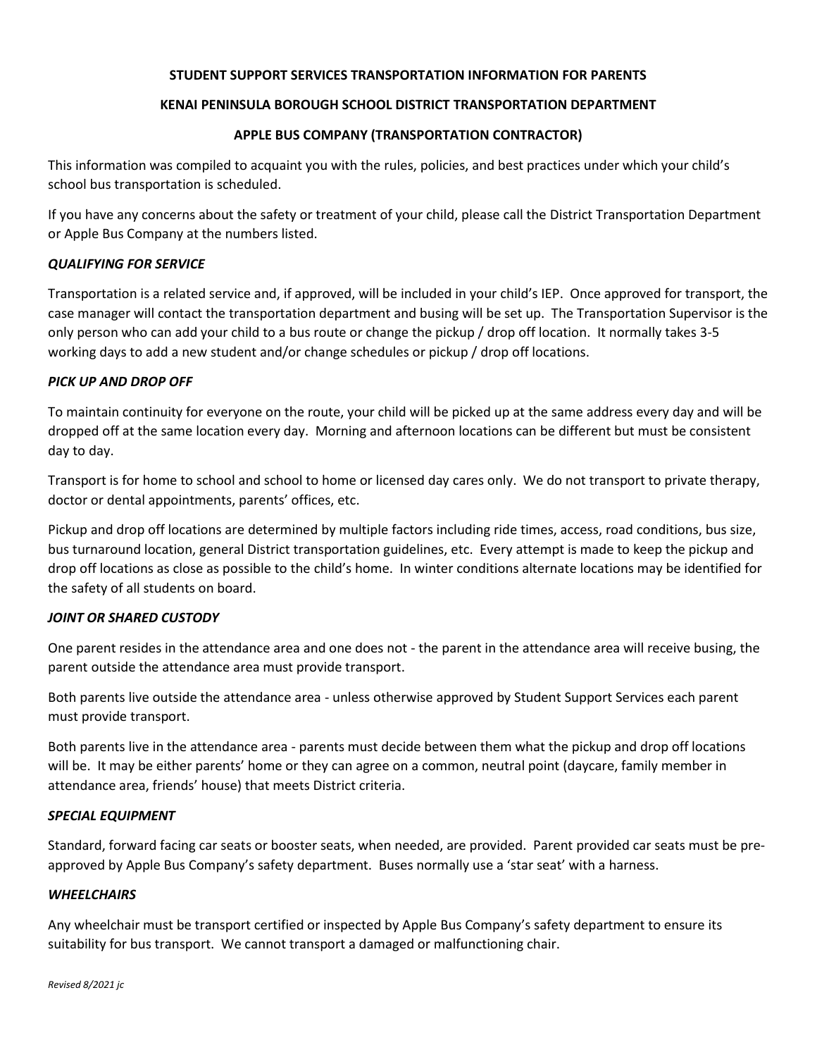**STUDENT SUPPORT SERVICES TRANSPORTATION INFORMATION FOR PARENTS**

**KENAI PENINSULA BOROUGH SCHOOL DISTRICT TRANSPORTATION DEPARTMENT**

**APPLE BUS COMPANY (TRANSPORTATION CONTRACTOR)**

This information was compiled to acquaint you with the rules, policies, and best practices under which your child's school bus transportation is scheduled.

If you have any concerns about the safety or treatment of your child, please call the District Transportation Department or Apple Bus Company at the numbers listed.

***QUALIFYING FOR SERVICE***

Transportation is a related service and, if approved, will be included in your child's IEP. Once approved for transport, the case manager will contact the transportation department and busing will be set up. The Transportation Supervisor is the only person who can add your child to a bus route or change the pickup / drop off location. It normally takes 3-5 working days to add a new student and/or change schedules or pickup / drop off locations.

***PICK UP AND DROP OFF***

To maintain continuity for everyone on the route, your child will be picked up at the same address every day and will be dropped off at the same location every day. Morning and afternoon locations can be different but must be consistent day to day.

Transport is for home to school and school to home or licensed day cares only. We do not transport to private therapy, doctor or dental appointments, parents' offices, etc.

Pickup and drop off locations are determined by multiple factors including ride times, access, road conditions, bus size, bus turnaround location, general District transportation guidelines, etc. Every attempt is made to keep the pickup and drop off locations as close as possible to the child's home. In winter conditions alternate locations may be identified for the safety of all students on board.

***JOINT OR SHARED CUSTODY***

One parent resides in the attendance area and one does not - the parent in the attendance area will receive busing, the parent outside the attendance area must provide transport.

Both parents live outside the attendance area - unless otherwise approved by Student Support Services each parent must provide transport.

Both parents live in the attendance area - parents must decide between them what the pickup and drop off locations will be. It may be either parents' home or they can agree on a common, neutral point (daycare, family member in attendance area, friends' house) that meets District criteria.

***SPECIAL EQUIPMENT***

Standard, forward facing car seats or booster seats, when needed, are provided. Parent provided car seats must be pre-approved by Apple Bus Company's safety department. Buses normally use a 'star seat' with a harness.

***WHEELCHAIRS***

Any wheelchair must be transport certified or inspected by Apple Bus Company's safety department to ensure its suitability for bus transport. We cannot transport a damaged or malfunctioning chair.

*Revised 8/2021 jc*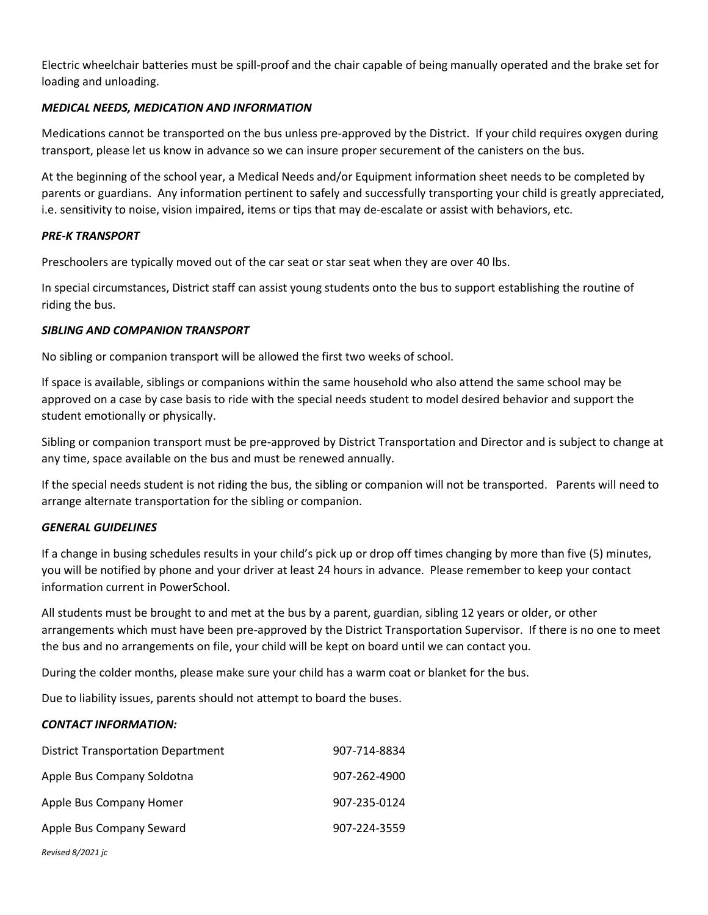Electric wheelchair batteries must be spill-proof and the chair capable of being manually operated and the brake set for loading and unloading.

***MEDICAL NEEDS, MEDICATION AND INFORMATION***

Medications cannot be transported on the bus unless pre-approved by the District. If your child requires oxygen during transport, please let us know in advance so we can insure proper securement of the canisters on the bus.

At the beginning of the school year, a Medical Needs and/or Equipment information sheet needs to be completed by parents or guardians. Any information pertinent to safely and successfully transporting your child is greatly appreciated, i.e. sensitivity to noise, vision impaired, items or tips that may de-escalate or assist with behaviors, etc.

***PRE-K TRANSPORT***

Preschoolers are typically moved out of the car seat or star seat when they are over 40 lbs.

In special circumstances, District staff can assist young students onto the bus to support establishing the routine of riding the bus.

***SIBLING AND COMPANION TRANSPORT***

No sibling or companion transport will be allowed the first two weeks of school.

If space is available, siblings or companions within the same household who also attend the same school may be approved on a case by case basis to ride with the special needs student to model desired behavior and support the student emotionally or physically.

Sibling or companion transport must be pre-approved by District Transportation and Director and is subject to change at any time, space available on the bus and must be renewed annually.

If the special needs student is not riding the bus, the sibling or companion will not be transported. Parents will need to arrange alternate transportation for the sibling or companion.

***GENERAL GUIDELINES***

If a change in busing schedules results in your child's pick up or drop off times changing by more than five (5) minutes, you will be notified by phone and your driver at least 24 hours in advance. Please remember to keep your contact information current in PowerSchool.

All students must be brought to and met at the bus by a parent, guardian, sibling 12 years or older, or other arrangements which must have been pre-approved by the District Transportation Supervisor. If there is no one to meet the bus and no arrangements on file, your child will be kept on board until we can contact you.

During the colder months, please make sure your child has a warm coat or blanket for the bus.

Due to liability issues, parents should not attempt to board the buses.

***CONTACT INFORMATION:***

| | |
|---|---|
| District Transportation Department | 907-714-8834 |
| Apple Bus Company Soldotna | 907-262-4900 |
| Apple Bus Company Homer | 907-235-0124 |
| Apple Bus Company Seward | 907-224-3559 |

*Revised 8/2021 jc*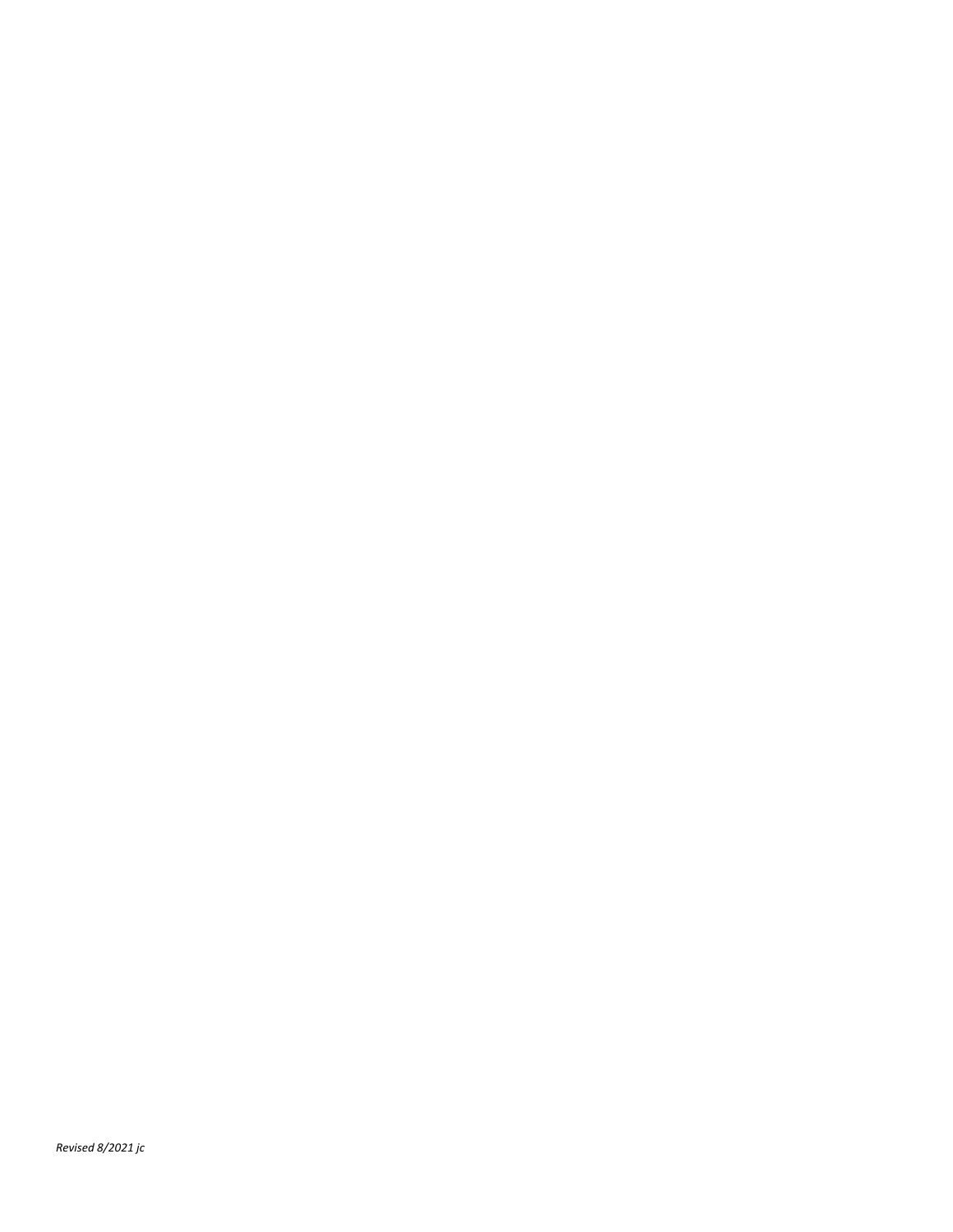*Revised 8/2021 jc*